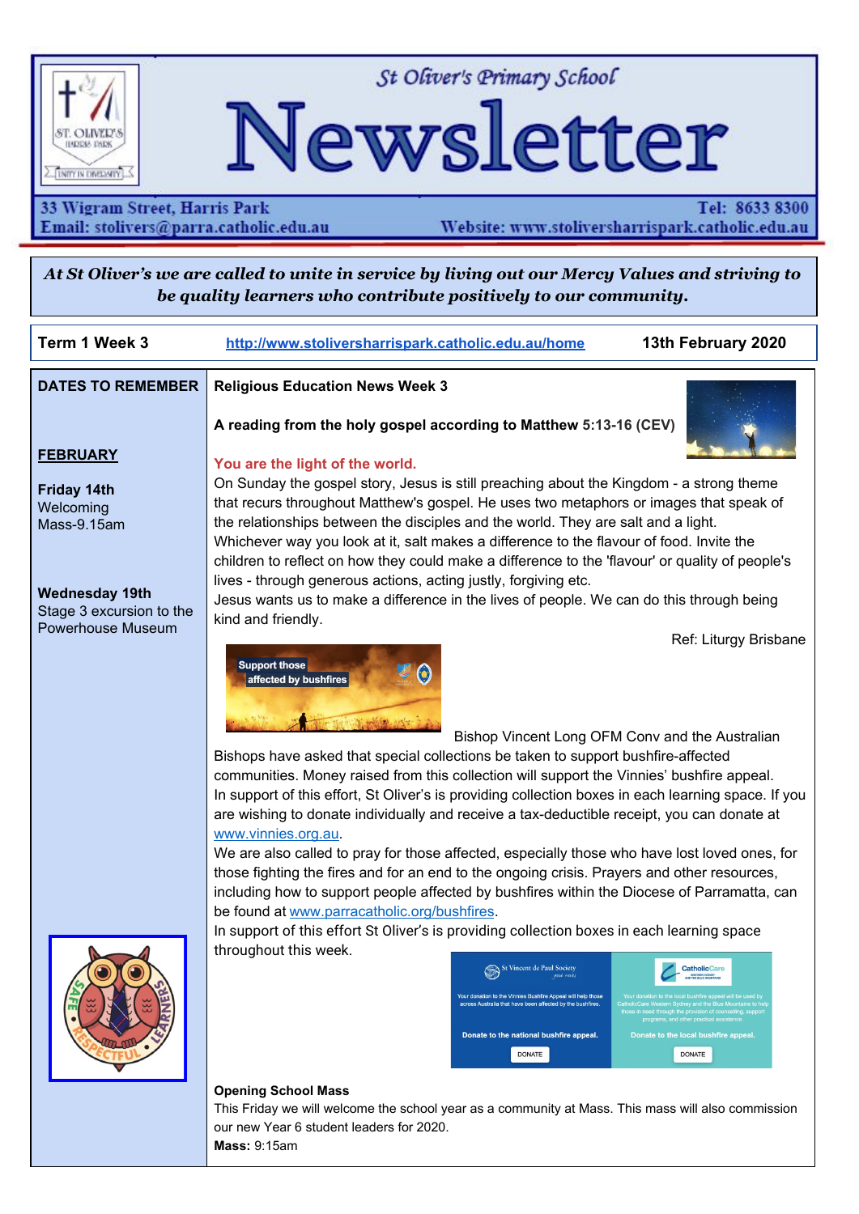# St Oliver's Primary School Newsletter

33 Wigram Street, Harris Park
Email: stolivers@parra.catholic.edu.au

Tel: 8633 8300
Website: www.stolivlersharrispark.catholic.edu.au

*At St Oliver's we are called to unite in service by living out our Mercy Values and striving to be quality learners who contribute positively to our community.*

**Term 1 Week 3** | http://www.stolivlersharrispark.catholic.edu.au/home | **13th February 2020**

## DATES TO REMEMBER

**FEBRUARY**

**Friday 14th**
Welcoming Mass-9.15am

**Wednesday 19th**
Stage 3 excursion to the Powerhouse Museum

## Religious Education News Week 3

**A reading from the holy gospel according to Matthew 5:13-16 (CEV)**

**You are the light of the world.**

On Sunday the gospel story, Jesus is still preaching about the Kingdom - a strong theme that recurs throughout Matthew's gospel. He uses two metaphors or images that speak of the relationships between the disciples and the world. They are salt and a light.
Whichever way you look at it, salt makes a difference to the flavour of food. Invite the children to reflect on how they could make a difference to the 'flavour' or quality of people's lives - through generous actions, acting justly, forgiving etc.
Jesus wants us to make a difference in the lives of people. We can do this through being kind and friendly.

Ref: Liturgy Brisbane

Support those affected by bushfires

Bishop Vincent Long OFM Conv and the Australian Bishops have asked that special collections be taken to support bushfire-affected communities. Money raised from this collection will support the Vinnies' bushfire appeal.
In support of this effort, St Oliver's is providing collection boxes in each learning space. If you are wishing to donate individually and receive a tax-deductible receipt, you can donate at www.vinnies.org.au.
We are also called to pray for those affected, especially those who have lost loved ones, for those fighting the fires and for an end to the ongoing crisis. Prayers and other resources, including how to support people affected by bushfires within the Diocese of Parramatta, can be found at www.parracatholic.org/bushfires.
In support of this effort St Oliver's is providing collection boxes in each learning space throughout this week.

### Opening School Mass

This Friday we will welcome the school year as a community at Mass. This mass will also commission our new Year 6 student leaders for 2020.
**Mass:** 9:15am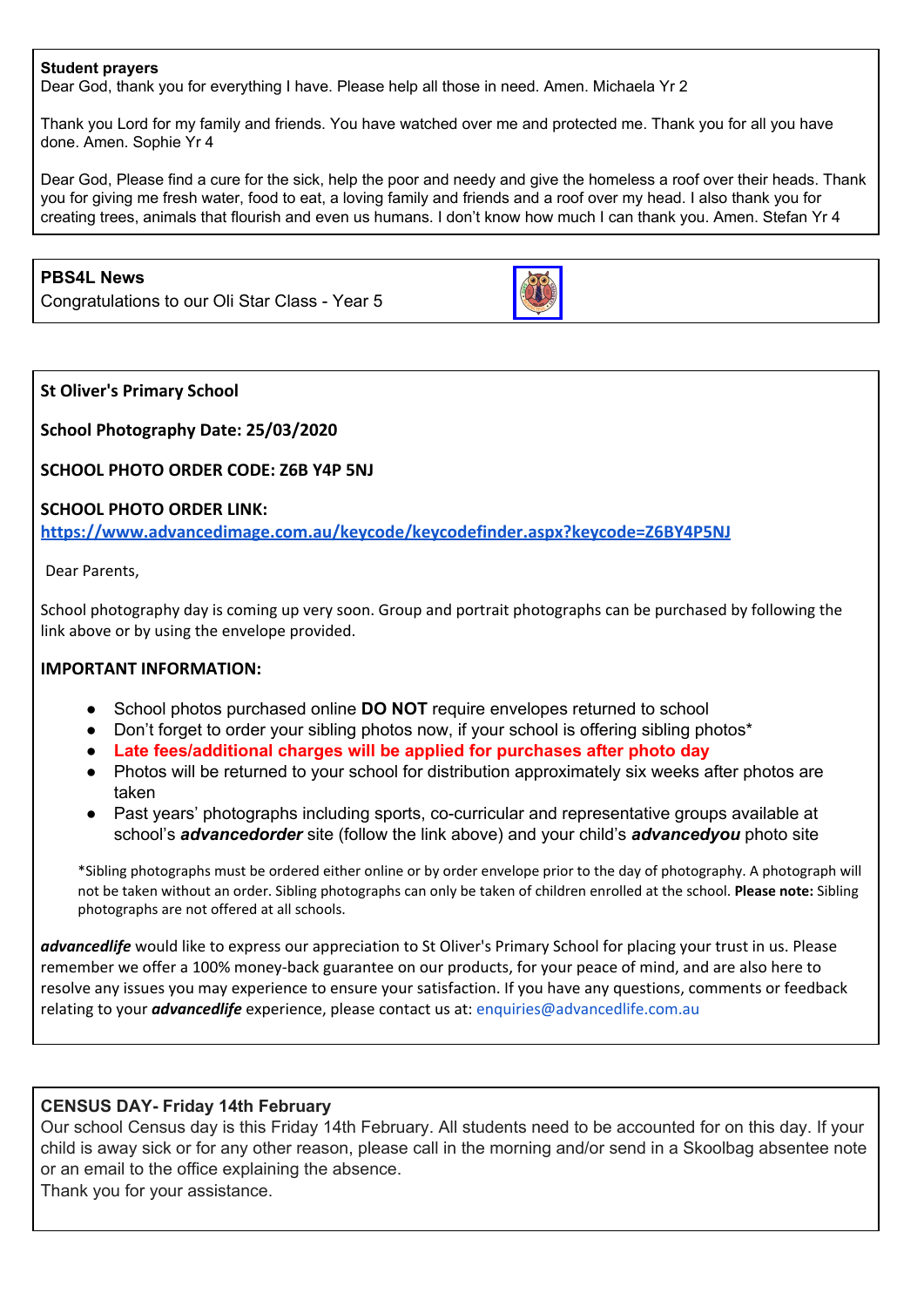**Student prayers**

Dear God, thank you for everything I have. Please help all those in need. Amen. Michaela Yr 2

Thank you Lord for my family and friends. You have watched over me and protected me. Thank you for all you have done. Amen. Sophie Yr 4

Dear God, Please find a cure for the sick, help the poor and needy and give the homeless a roof over their heads. Thank you for giving me fresh water, food to eat, a loving family and friends and a roof over my head. I also thank you for creating trees, animals that flourish and even us humans. I don't know how much I can thank you. Amen. Stefan Yr 4

**PBS4L News**

Congratulations to our Oli Star Class - Year 5

**St Oliver's Primary School**

**School Photography Date: 25/03/2020**

**SCHOOL PHOTO ORDER CODE: Z6B Y4P 5NJ**

**SCHOOL PHOTO ORDER LINK:**
**https://www.advancedimage.com.au/keycode/keycodefinder.aspx?keycode=Z6BY4P5NJ**

Dear Parents,

School photography day is coming up very soon. Group and portrait photographs can be purchased by following the link above or by using the envelope provided.

**IMPORTANT INFORMATION:**

- School photos purchased online **DO NOT** require envelopes returned to school
- Don't forget to order your sibling photos now, if your school is offering sibling photos*
- **Late fees/additional charges will be applied for purchases after photo day**
- Photos will be returned to your school for distribution approximately six weeks after photos are taken
- Past years' photographs including sports, co-curricular and representative groups available at school's ***advancedorder*** site (follow the link above) and your child's ***advancedyou*** photo site

*Sibling photographs must be ordered either online or by order envelope prior to the day of photography. A photograph will not be taken without an order. Sibling photographs can only be taken of children enrolled at the school. **Please note:** Sibling photographs are not offered at all schools.

***advancedlife*** would like to express our appreciation to St Oliver's Primary School for placing your trust in us. Please remember we offer a 100% money-back guarantee on our products, for your peace of mind, and are also here to resolve any issues you may experience to ensure your satisfaction. If you have any questions, comments or feedback relating to your ***advancedlife*** experience, please contact us at: enquiries@advancedlife.com.au

**CENSUS DAY- Friday 14th February**

Our school Census day is this Friday 14th February. All students need to be accounted for on this day. If your child is away sick or for any other reason, please call in the morning and/or send in a Skoolbag absentee note or an email to the office explaining the absence.
Thank you for your assistance.